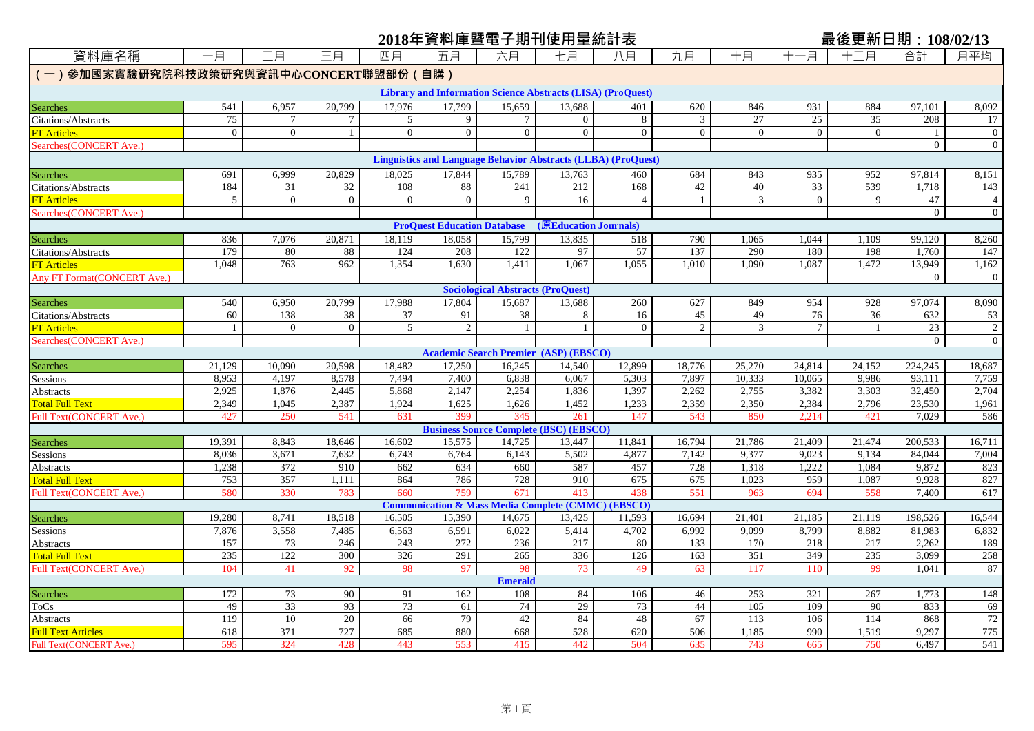# 2018年資料庫暨電子期刊使用量統計表

最後更新日期：108/02/13

| 資料庫名稱 | 一月 | 二月 | 三月 | 四月 | 五月 | 六月 | 七月 | 八月 | 九月 | 十月 | 十一月 | 十二月 | 合計 | 月平均 |
|---|---|---|---|---|---|---|---|---|---|---|---|---|---|---|
| **（一）參加國家實驗研究院科技政策研究與資訊中心CONCERT聯盟部份（自購）** | | | | | | | | | | | | | | |
| **Library and Information Science Abstracts (LISA) (ProQuest)** | | | | | | | | | | | | | | |
| Searches | 541 | 6,957 | 20,799 | 17,976 | 17,799 | 15,659 | 13,688 | 401 | 620 | 846 | 931 | 884 | 97,101 | 8,092 |
| Citations/Abstracts | 75 | 7 | 7 | 5 | 9 | 7 | 0 | 8 | 3 | 27 | 25 | 35 | 208 | 17 |
| FT Articles | 0 | 0 | 1 | 0 | 0 | 0 | 0 | 0 | 0 | 0 | 0 | 0 | 1 | 0 |
| Searches(CONCERT Ave.) | | | | | | | | | | | | | 0 | 0 |
| **Linguistics and Language Behavior Abstracts (LLBA) (ProQuest)** | | | | | | | | | | | | | | |
| Searches | 691 | 6,999 | 20,829 | 18,025 | 17,844 | 15,789 | 13,763 | 460 | 684 | 843 | 935 | 952 | 97,814 | 8,151 |
| Citations/Abstracts | 184 | 31 | 32 | 108 | 88 | 241 | 212 | 168 | 42 | 40 | 33 | 539 | 1,718 | 143 |
| FT Articles | 5 | 0 | 0 | 0 | 0 | 9 | 16 | 4 | 1 | 3 | 0 | 9 | 47 | 4 |
| Searches(CONCERT Ave.) | | | | | | | | | | | | | 0 | 0 |
| **ProQuest Education Database (原Education Journals)** | | | | | | | | | | | | | | |
| Searches | 836 | 7,076 | 20,871 | 18,119 | 18,058 | 15,799 | 13,835 | 518 | 790 | 1,065 | 1,044 | 1,109 | 99,120 | 8,260 |
| Citations/Abstracts | 179 | 80 | 88 | 124 | 208 | 122 | 97 | 57 | 137 | 290 | 180 | 198 | 1,760 | 147 |
| FT Articles | 1,048 | 763 | 962 | 1,354 | 1,630 | 1,411 | 1,067 | 1,055 | 1,010 | 1,090 | 1,087 | 1,472 | 13,949 | 1,162 |
| Any FT Format(CONCERT Ave.) | | | | | | | | | | | | | 0 | 0 |
| **Sociological Abstracts (ProQuest)** | | | | | | | | | | | | | | |
| Searches | 540 | 6,950 | 20,799 | 17,988 | 17,804 | 15,687 | 13,688 | 260 | 627 | 849 | 954 | 928 | 97,074 | 8,090 |
| Citations/Abstracts | 60 | 138 | 38 | 37 | 91 | 38 | 8 | 16 | 45 | 49 | 76 | 36 | 632 | 53 |
| FT Articles | 1 | 0 | 0 | 5 | 2 | 1 | 1 | 0 | 2 | 3 | 7 | 1 | 23 | 2 |
| Searches(CONCERT Ave.) | | | | | | | | | | | | | 0 | 0 |
| **Academic Search Premier (ASP) (EBSCO)** | | | | | | | | | | | | | | |
| Searches | 21,129 | 10,090 | 20,598 | 18,482 | 17,250 | 16,245 | 14,540 | 12,899 | 18,776 | 25,270 | 24,814 | 24,152 | 224,245 | 18,687 |
| Sessions | 8,953 | 4,197 | 8,578 | 7,494 | 7,400 | 6,838 | 6,067 | 5,303 | 7,897 | 10,333 | 10,065 | 9,986 | 93,111 | 7,759 |
| Abstracts | 2,925 | 1,876 | 2,445 | 5,868 | 2,147 | 2,254 | 1,836 | 1,397 | 2,262 | 2,755 | 3,382 | 3,303 | 32,450 | 2,704 |
| Total Full Text | 2,349 | 1,045 | 2,387 | 1,924 | 1,625 | 1,626 | 1,452 | 1,233 | 2,359 | 2,350 | 2,384 | 2,796 | 23,530 | 1,961 |
| Full Text(CONCERT Ave.) | 427 | 250 | 541 | 631 | 399 | 345 | 261 | 147 | 543 | 850 | 2,214 | 421 | 7,029 | 586 |
| **Business Source Complete (BSC) (EBSCO)** | | | | | | | | | | | | | | |
| Searches | 19,391 | 8,843 | 18,646 | 16,602 | 15,575 | 14,725 | 13,447 | 11,841 | 16,794 | 21,786 | 21,409 | 21,474 | 200,533 | 16,711 |
| Sessions | 8,036 | 3,671 | 7,632 | 6,743 | 6,764 | 6,143 | 5,502 | 4,877 | 7,142 | 9,377 | 9,023 | 9,134 | 84,044 | 7,004 |
| Abstracts | 1,238 | 372 | 910 | 662 | 634 | 660 | 587 | 457 | 728 | 1,318 | 1,222 | 1,084 | 9,872 | 823 |
| Total Full Text | 753 | 357 | 1,111 | 864 | 786 | 728 | 910 | 675 | 675 | 1,023 | 959 | 1,087 | 9,928 | 827 |
| Full Text(CONCERT Ave.) | 580 | 330 | 783 | 660 | 759 | 671 | 413 | 438 | 551 | 963 | 694 | 558 | 7,400 | 617 |
| **Communication & Mass Media Complete (CMMC) (EBSCO)** | | | | | | | | | | | | | | |
| Searches | 19,280 | 8,741 | 18,518 | 16,505 | 15,390 | 14,675 | 13,425 | 11,593 | 16,694 | 21,401 | 21,185 | 21,119 | 198,526 | 16,544 |
| Sessions | 7,876 | 3,558 | 7,485 | 6,563 | 6,591 | 6,022 | 5,414 | 4,702 | 6,992 | 9,099 | 8,799 | 8,882 | 81,983 | 6,832 |
| Abstracts | 157 | 73 | 246 | 243 | 272 | 236 | 217 | 80 | 133 | 170 | 218 | 217 | 2,262 | 189 |
| Total Full Text | 235 | 122 | 300 | 326 | 291 | 265 | 336 | 126 | 163 | 351 | 349 | 235 | 3,099 | 258 |
| Full Text(CONCERT Ave.) | 104 | 41 | 92 | 98 | 97 | 98 | 73 | 49 | 63 | 117 | 110 | 99 | 1,041 | 87 |
| **Emerald** | | | | | | | | | | | | | | |
| Searches | 172 | 73 | 90 | 91 | 162 | 108 | 84 | 106 | 46 | 253 | 321 | 267 | 1,773 | 148 |
| ToCs | 49 | 33 | 93 | 73 | 61 | 74 | 29 | 73 | 44 | 105 | 109 | 90 | 833 | 69 |
| Abstracts | 119 | 10 | 20 | 66 | 79 | 42 | 84 | 48 | 67 | 113 | 106 | 114 | 868 | 72 |
| Full Text Articles | 618 | 371 | 727 | 685 | 880 | 668 | 528 | 620 | 506 | 1,185 | 990 | 1,519 | 9,297 | 775 |
| Full Text(CONCERT Ave.) | 595 | 324 | 428 | 443 | 553 | 415 | 442 | 504 | 635 | 743 | 665 | 750 | 6,497 | 541 |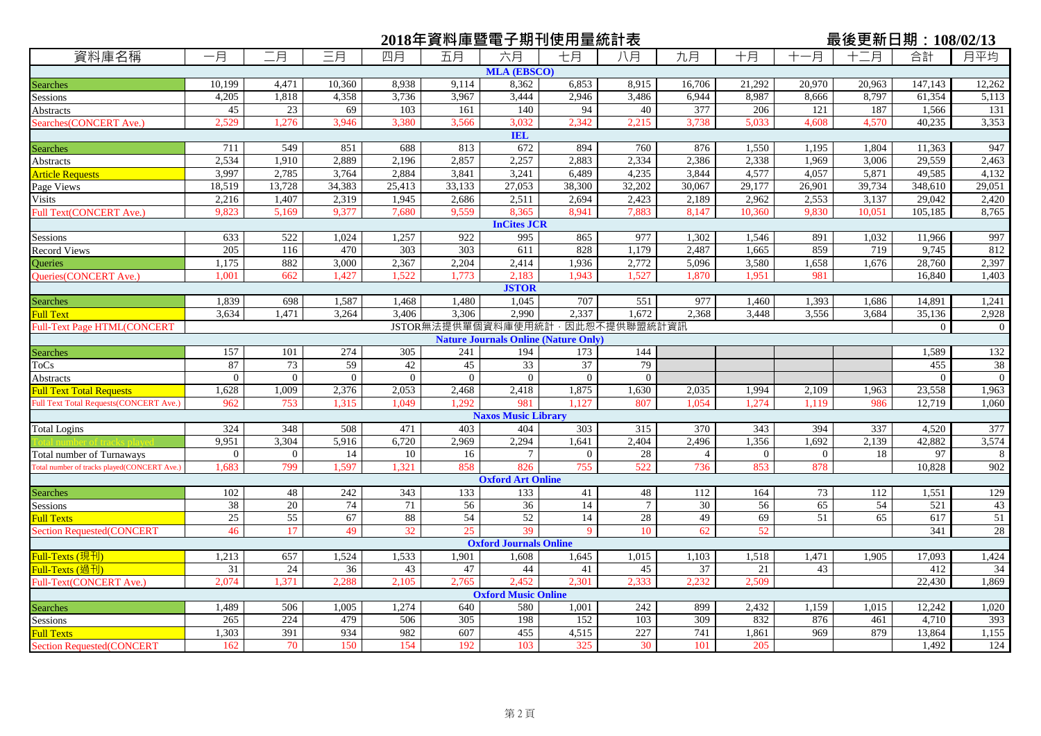# 2018年資料庫暨電子期刊使用量統計表

**最後更新日期：108/02/13**

| 資料庫名稱 | 一月 | 二月 | 三月 | 四月 | 五月 | 六月 | 七月 | 八月 | 九月 | 十月 | 十一月 | 十二月 | 合計 | 月平均 |
|---|---|---|---|---|---|---|---|---|---|---|---|---|---|---|
| **MLA (EBSCO)** | | | | | | | | | | | | | | |
| Searches | 10,199 | 4,471 | 10,360 | 8,938 | 9,114 | 8,362 | 6,853 | 8,915 | 16,706 | 21,292 | 20,970 | 20,963 | 147,143 | 12,262 |
| Sessions | 4,205 | 1,818 | 4,358 | 3,736 | 3,967 | 3,444 | 2,946 | 3,486 | 6,944 | 8,987 | 8,666 | 8,797 | 61,354 | 5,113 |
| Abstracts | 45 | 23 | 69 | 103 | 161 | 140 | 94 | 40 | 377 | 206 | 121 | 187 | 1,566 | 131 |
| Searches(CONCERT Ave.) | 2,529 | 1,276 | 3,946 | 3,380 | 3,566 | 3,032 | 2,342 | 2,215 | 3,738 | 5,033 | 4,608 | 4,570 | 40,235 | 3,353 |
| **IEL** | | | | | | | | | | | | | | |
| Searches | 711 | 549 | 851 | 688 | 813 | 672 | 894 | 760 | 876 | 1,550 | 1,195 | 1,804 | 11,363 | 947 |
| Abstracts | 2,534 | 1,910 | 2,889 | 2,196 | 2,857 | 2,257 | 2,883 | 2,334 | 2,386 | 2,338 | 1,969 | 3,006 | 29,559 | 2,463 |
| Article Requests | 3,997 | 2,785 | 3,764 | 2,884 | 3,841 | 3,241 | 6,489 | 4,235 | 3,844 | 4,577 | 4,057 | 5,871 | 49,585 | 4,132 |
| Page Views | 18,519 | 13,728 | 34,383 | 25,413 | 33,133 | 27,053 | 38,300 | 32,202 | 30,067 | 29,177 | 26,901 | 39,734 | 348,610 | 29,051 |
| Visits | 2,216 | 1,407 | 2,319 | 1,945 | 2,686 | 2,511 | 2,694 | 2,423 | 2,189 | 2,962 | 2,553 | 3,137 | 29,042 | 2,420 |
| Full Text(CONCERT Ave.) | 9,823 | 5,169 | 9,377 | 7,680 | 9,559 | 8,365 | 8,941 | 7,883 | 8,147 | 10,360 | 9,830 | 10,051 | 105,185 | 8,765 |
| **InCites JCR** | | | | | | | | | | | | | | |
| Sessions | 633 | 522 | 1,024 | 1,257 | 922 | 995 | 865 | 977 | 1,302 | 1,546 | 891 | 1,032 | 11,966 | 997 |
| Record Views | 205 | 116 | 470 | 303 | 303 | 611 | 828 | 1,179 | 2,487 | 1,665 | 859 | 719 | 9,745 | 812 |
| Queries | 1,175 | 882 | 3,000 | 2,367 | 2,204 | 2,414 | 1,936 | 2,772 | 5,096 | 3,580 | 1,658 | 1,676 | 28,760 | 2,397 |
| Queries(CONCERT Ave.) | 1,001 | 662 | 1,427 | 1,522 | 1,773 | 2,183 | 1,943 | 1,527 | 1,870 | 1,951 | 981 | | 16,840 | 1,403 |
| **JSTOR** | | | | | | | | | | | | | | |
| Searches | 1,839 | 698 | 1,587 | 1,468 | 1,480 | 1,045 | 707 | 551 | 977 | 1,460 | 1,393 | 1,686 | 14,891 | 1,241 |
| Full Text | 3,634 | 1,471 | 3,264 | 3,406 | 3,306 | 2,990 | 2,337 | 1,672 | 2,368 | 3,448 | 3,556 | 3,684 | 35,136 | 2,928 |
| Full-Text Page HTML(CONCERT | JSTOR無法提供單個資料庫使用統計，因此恕不提供聯盟統計資訊 | | | | | | | | | | | | 0 | 0 |
| **Nature Journals Online (Nature Only)** | | | | | | | | | | | | | | |
| Searches | 157 | 101 | 274 | 305 | 241 | 194 | 173 | 144 | | | | | 1,589 | 132 |
| ToCs | 87 | 73 | 59 | 42 | 45 | 33 | 37 | 79 | | | | | 455 | 38 |
| Abstracts | 0 | 0 | 0 | 0 | 0 | 0 | 0 | 0 | | | | | 0 | 0 |
| Full Text Total Requests | 1,628 | 1,009 | 2,376 | 2,053 | 2,468 | 2,418 | 1,875 | 1,630 | 2,035 | 1,994 | 2,109 | 1,963 | 23,558 | 1,963 |
| Full Text Total Requests(CONCERT Ave.) | 962 | 753 | 1,315 | 1,049 | 1,292 | 981 | 1,127 | 807 | 1,054 | 1,274 | 1,119 | 986 | 12,719 | 1,060 |
| **Naxos Music Library** | | | | | | | | | | | | | | |
| Total Logins | 324 | 348 | 508 | 471 | 403 | 404 | 303 | 315 | 370 | 343 | 394 | 337 | 4,520 | 377 |
| Total number of tracks played | 9,951 | 3,304 | 5,916 | 6,720 | 2,969 | 2,294 | 1,641 | 2,404 | 2,496 | 1,356 | 1,692 | 2,139 | 42,882 | 3,574 |
| Total number of Turnaways | 0 | 0 | 14 | 10 | 16 | 7 | 0 | 28 | 4 | 0 | 0 | 18 | 97 | 8 |
| Total number of tracks played(CONCERT Ave.) | 1,683 | 799 | 1,597 | 1,321 | 858 | 826 | 755 | 522 | 736 | 853 | 878 | | 10,828 | 902 |
| **Oxford Art Online** | | | | | | | | | | | | | | |
| Searches | 102 | 48 | 242 | 343 | 133 | 133 | 41 | 48 | 112 | 164 | 73 | 112 | 1,551 | 129 |
| Sessions | 38 | 20 | 74 | 71 | 56 | 36 | 14 | 7 | 30 | 56 | 65 | 54 | 521 | 43 |
| Full Texts | 25 | 55 | 67 | 88 | 54 | 52 | 14 | 28 | 49 | 69 | 51 | 65 | 617 | 51 |
| Section Requested(CONCERT | 46 | 17 | 49 | 32 | 25 | 39 | 9 | 10 | 62 | 52 | | | 341 | 28 |
| **Oxford Journals Online** | | | | | | | | | | | | | | |
| Full-Texts (現刊) | 1,213 | 657 | 1,524 | 1,533 | 1,901 | 1,608 | 1,645 | 1,015 | 1,103 | 1,518 | 1,471 | 1,905 | 17,093 | 1,424 |
| Full-Texts (過刊) | 31 | 24 | 36 | 43 | 47 | 44 | 41 | 45 | 37 | 21 | 43 | | 412 | 34 |
| Full-Text(CONCERT Ave.) | 2,074 | 1,371 | 2,288 | 2,105 | 2,765 | 2,452 | 2,301 | 2,333 | 2,232 | 2,509 | | | 22,430 | 1,869 |
| **Oxford Music Online** | | | | | | | | | | | | | | |
| Searches | 1,489 | 506 | 1,005 | 1,274 | 640 | 580 | 1,001 | 242 | 899 | 2,432 | 1,159 | 1,015 | 12,242 | 1,020 |
| Sessions | 265 | 224 | 479 | 506 | 305 | 198 | 152 | 103 | 309 | 832 | 876 | 461 | 4,710 | 393 |
| Full Texts | 1,303 | 391 | 934 | 982 | 607 | 455 | 4,515 | 227 | 741 | 1,861 | 969 | 879 | 13,864 | 1,155 |
| Section Requested(CONCERT | 162 | 70 | 150 | 154 | 192 | 103 | 325 | 30 | 101 | 205 | | | 1,492 | 124 |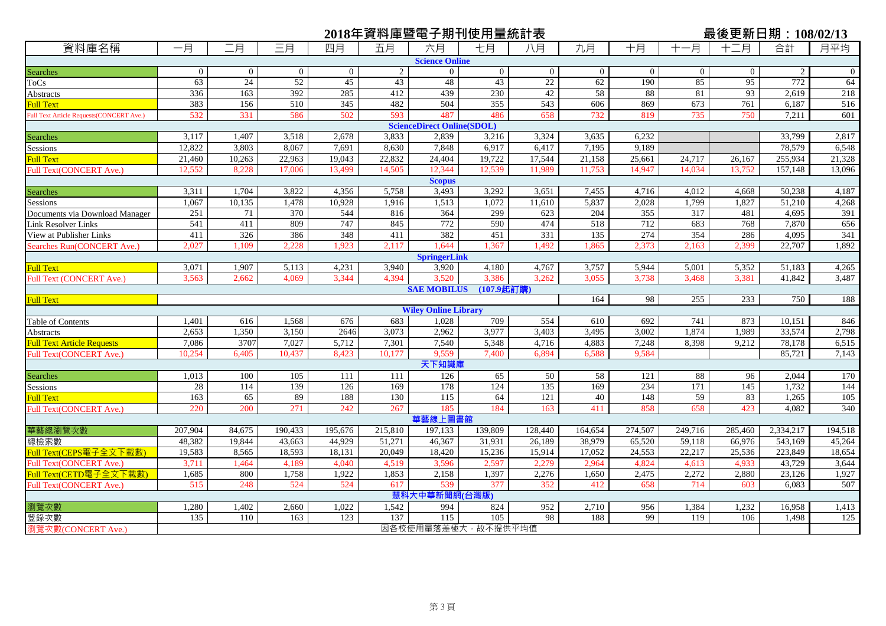# 2018年資料庫暨電子期刊使用量統計表

最後更新日期：108/02/13

| 資料庫名稱 | 一月 | 二月 | 三月 | 四月 | 五月 | 六月 | 七月 | 八月 | 九月 | 十月 | 十一月 | 十二月 | 合計 | 月平均 |
|---|---|---|---|---|---|---|---|---|---|---|---|---|---|---|
| **Science Online** | | | | | | | | | | | | | | |
| Searches | 0 | 0 | 0 | 0 | 2 | 0 | 0 | 0 | 0 | 0 | 0 | 0 | 2 | 0 |
| ToCs | 63 | 24 | 52 | 45 | 43 | 48 | 43 | 22 | 62 | 190 | 85 | 95 | 772 | 64 |
| Abstracts | 336 | 163 | 392 | 285 | 412 | 439 | 230 | 42 | 58 | 88 | 81 | 93 | 2,619 | 218 |
| Full Text | 383 | 156 | 510 | 345 | 482 | 504 | 355 | 543 | 606 | 869 | 673 | 761 | 6,187 | 516 |
| Full Text Article Requests(CONCERT Ave.) | 532 | 331 | 586 | 502 | 593 | 487 | 486 | 658 | 732 | 819 | 735 | 750 | 7,211 | 601 |
| **ScienceDirect Online(SDOL)** | | | | | | | | | | | | | | |
| Searches | 3,117 | 1,407 | 3,518 | 2,678 | 3,833 | 2,839 | 3,216 | 3,324 | 3,635 | 6,232 | | | 33,799 | 2,817 |
| Sessions | 12,822 | 3,803 | 8,067 | 7,691 | 8,630 | 7,848 | 6,917 | 6,417 | 7,195 | 9,189 | | | 78,579 | 6,548 |
| Full Text | 21,460 | 10,263 | 22,963 | 19,043 | 22,832 | 24,404 | 19,722 | 17,544 | 21,158 | 25,661 | 24,717 | 26,167 | 255,934 | 21,328 |
| Full Text(CONCERT Ave.) | 12,552 | 8,228 | 17,006 | 13,499 | 14,505 | 12,344 | 12,539 | 11,989 | 11,753 | 14,947 | 14,034 | 13,752 | 157,148 | 13,096 |
| **Scopus** | | | | | | | | | | | | | | |
| Searches | 3,311 | 1,704 | 3,822 | 4,356 | 5,758 | 3,493 | 3,292 | 3,651 | 7,455 | 4,716 | 4,012 | 4,668 | 50,238 | 4,187 |
| Sessions | 1,067 | 10,135 | 1,478 | 10,928 | 1,916 | 1,513 | 1,072 | 11,610 | 5,837 | 2,028 | 1,799 | 1,827 | 51,210 | 4,268 |
| Documents via Download Manager | 251 | 71 | 370 | 544 | 816 | 364 | 299 | 623 | 204 | 355 | 317 | 481 | 4,695 | 391 |
| Link Resolver Links | 541 | 411 | 809 | 747 | 845 | 772 | 590 | 474 | 518 | 712 | 683 | 768 | 7,870 | 656 |
| View at Publisher Links | 411 | 326 | 386 | 348 | 411 | 382 | 451 | 331 | 135 | 274 | 354 | 286 | 4,095 | 341 |
| Searches Run(CONCERT Ave.) | 2,027 | 1,109 | 2,228 | 1,923 | 2,117 | 1,644 | 1,367 | 1,492 | 1,865 | 2,373 | 2,163 | 2,399 | 22,707 | 1,892 |
| **SpringerLink** | | | | | | | | | | | | | | |
| Full Text | 3,071 | 1,907 | 5,113 | 4,231 | 3,940 | 3,920 | 4,180 | 4,767 | 3,757 | 5,944 | 5,001 | 5,352 | 51,183 | 4,265 |
| Full Text (CONCERT Ave.) | 3,563 | 2,662 | 4,069 | 3,344 | 4,394 | 3,520 | 3,386 | 3,262 | 3,055 | 3,738 | 3,468 | 3,381 | 41,842 | 3,487 |
| **SAE MOBILUS (107.9起訂購)** | | | | | | | | | | | | | | |
| Full Text | | | | | | | | | 164 | 98 | 255 | 233 | 750 | 188 |
| **Wiley Online Library** | | | | | | | | | | | | | | |
| Table of Contents | 1,401 | 616 | 1,568 | 676 | 683 | 1,028 | 709 | 554 | 610 | 692 | 741 | 873 | 10,151 | 846 |
| Abstracts | 2,653 | 1,350 | 3,150 | 2646 | 3,073 | 2,962 | 3,977 | 3,403 | 3,495 | 3,002 | 1,874 | 1,989 | 33,574 | 2,798 |
| Full Text Article Requests | 7,086 | 3707 | 7,027 | 5,712 | 7,301 | 7,540 | 5,348 | 4,716 | 4,883 | 7,248 | 8,398 | 9,212 | 78,178 | 6,515 |
| Full Text(CONCERT Ave.) | 10,254 | 6,405 | 10,437 | 8,423 | 10,177 | 9,559 | 7,400 | 6,894 | 6,588 | 9,584 | | | 85,721 | 7,143 |
| **天下知識庫** | | | | | | | | | | | | | | |
| Searches | 1,013 | 100 | 105 | 111 | 111 | 126 | 65 | 50 | 58 | 121 | 88 | 96 | 2,044 | 170 |
| Sessions | 28 | 114 | 139 | 126 | 169 | 178 | 124 | 135 | 169 | 234 | 171 | 145 | 1,732 | 144 |
| Full Text | 163 | 65 | 89 | 188 | 130 | 115 | 64 | 121 | 40 | 148 | 59 | 83 | 1,265 | 105 |
| Full Text(CONCERT Ave.) | 220 | 200 | 271 | 242 | 267 | 185 | 184 | 163 | 411 | 858 | 658 | 423 | 4,082 | 340 |
| **華藝線上圖書館** | | | | | | | | | | | | | | |
| 華藝總瀏覽次數 | 207,904 | 84,675 | 190,433 | 195,676 | 215,810 | 197,133 | 139,809 | 128,440 | 164,654 | 274,507 | 249,716 | 285,460 | 2,334,217 | 194,518 |
| 總檢索數 | 48,382 | 19,844 | 43,663 | 44,929 | 51,271 | 46,367 | 31,931 | 26,189 | 38,979 | 65,520 | 59,118 | 66,976 | 543,169 | 45,264 |
| Full Text(CEPS電子全文下載數) | 19,583 | 8,565 | 18,593 | 18,131 | 20,049 | 18,420 | 15,236 | 15,914 | 17,052 | 24,553 | 22,217 | 25,536 | 223,849 | 18,654 |
| Full Text(CONCERT Ave.) | 3,711 | 1,464 | 4,189 | 4,040 | 4,519 | 3,596 | 2,597 | 2,279 | 2,964 | 4,824 | 4,613 | 4,933 | 43,729 | 3,644 |
| Full Text(CETD電子全文下載數) | 1,685 | 800 | 1,758 | 1,922 | 1,853 | 2,158 | 1,397 | 2,276 | 1,650 | 2,475 | 2,272 | 2,880 | 23,126 | 1,927 |
| Full Text(CONCERT Ave.) | 515 | 248 | 524 | 524 | 617 | 539 | 377 | 352 | 412 | 658 | 714 | 603 | 6,083 | 507 |
| **慧科大中華新聞網(台灣版)** | | | | | | | | | | | | | | |
| 瀏覽次數 | 1,280 | 1,402 | 2,660 | 1,022 | 1,542 | 994 | 824 | 952 | 2,710 | 956 | 1,384 | 1,232 | 16,958 | 1,413 |
| 登錄次數 | 135 | 110 | 163 | 123 | 137 | 115 | 105 | 98 | 188 | 99 | 119 | 106 | 1,498 | 125 |
| 瀏覽次數(CONCERT Ave.) | 因各校使用量落差極大，故不提供平均值 | | | | | | | | | | | | | |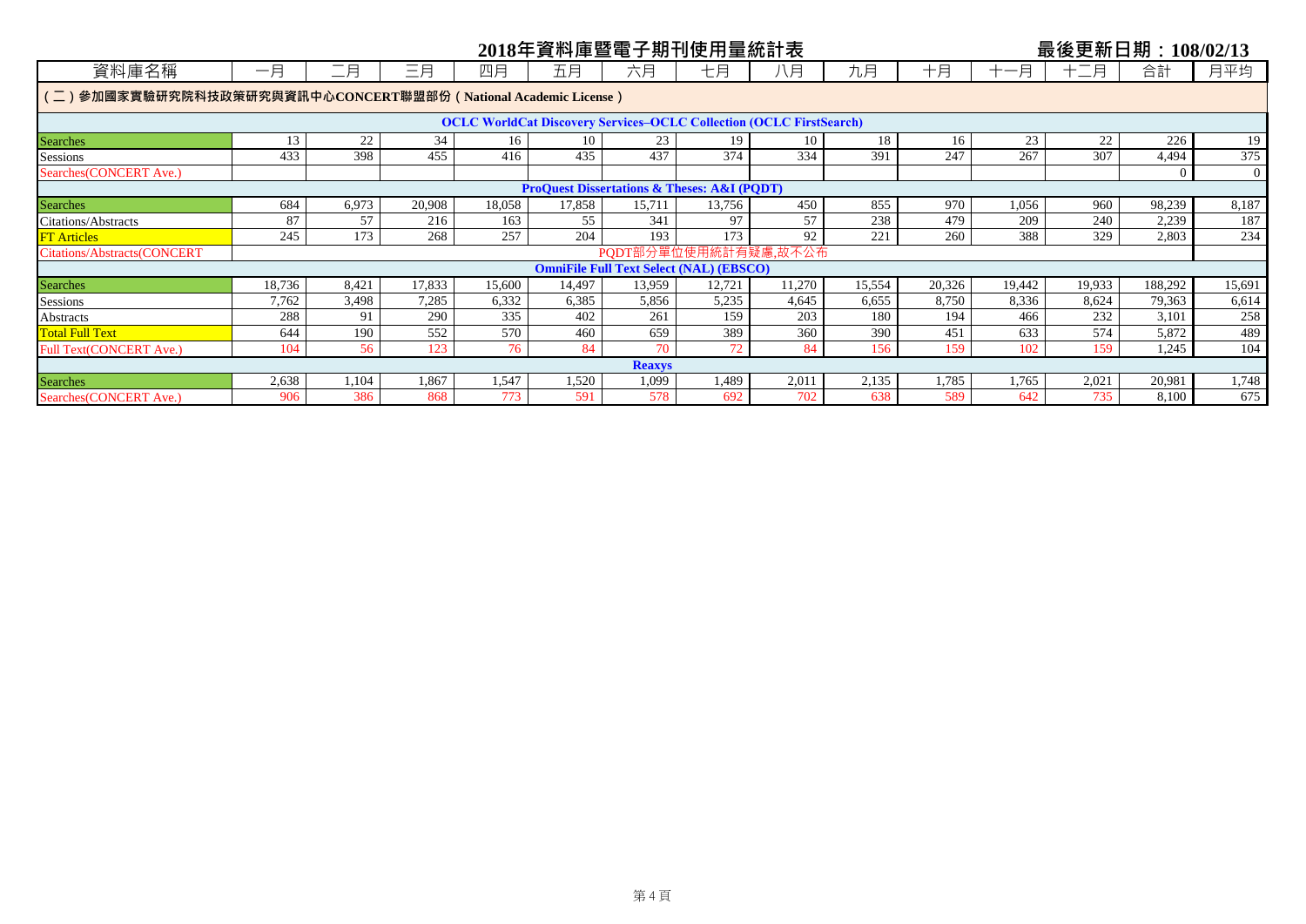# 2018年資料庫暨電子期刊使用量統計表

最後更新日期：108/02/13

| 資料庫名稱 | 一月 | 二月 | 三月 | 四月 | 五月 | 六月 | 七月 | 八月 | 九月 | 十月 | 十一月 | 十二月 | 合計 | 月平均 |
|---|---|---|---|---|---|---|---|---|---|---|---|---|---|---|
| （二）參加國家實驗研究院科技政策研究與資訊中心CONCERT聯盟部份（National Academic License） | | | | | | | | | | | | | | |
| OCLC WorldCat Discovery Services–OCLC Collection (OCLC FirstSearch) | | | | | | | | | | | | | | |
| Searches | 13 | 22 | 34 | 16 | 10 | 23 | 19 | 10 | 18 | 16 | 23 | 22 | 226 | 19 |
| Sessions | 433 | 398 | 455 | 416 | 435 | 437 | 374 | 334 | 391 | 247 | 267 | 307 | 4,494 | 375 |
| Searches(CONCERT Ave.) | | | | | | | | | | | | | 0 | 0 |
| ProQuest Dissertations & Theses: A&I (PQDT) | | | | | | | | | | | | | | |
| Searches | 684 | 6,973 | 20,908 | 18,058 | 17,858 | 15,711 | 13,756 | 450 | 855 | 970 | 1,056 | 960 | 98,239 | 8,187 |
| Citations/Abstracts | 87 | 57 | 216 | 163 | 55 | 341 | 97 | 57 | 238 | 479 | 209 | 240 | 2,239 | 187 |
| FT Articles | 245 | 173 | 268 | 257 | 204 | 193 | 173 | 92 | 221 | 260 | 388 | 329 | 2,803 | 234 |
| Citations/Abstracts(CONCERT | PQDT部分單位使用統計有疑慮,故不公布 | | | | | | | | | | | | | |
| OmniFile Full Text Select (NAL) (EBSCO) | | | | | | | | | | | | | | |
| Searches | 18,736 | 8,421 | 17,833 | 15,600 | 14,497 | 13,959 | 12,721 | 11,270 | 15,554 | 20,326 | 19,442 | 19,933 | 188,292 | 15,691 |
| Sessions | 7,762 | 3,498 | 7,285 | 6,332 | 6,385 | 5,856 | 5,235 | 4,645 | 6,655 | 8,750 | 8,336 | 8,624 | 79,363 | 6,614 |
| Abstracts | 288 | 91 | 290 | 335 | 402 | 261 | 159 | 203 | 180 | 194 | 466 | 232 | 3,101 | 258 |
| Total Full Text | 644 | 190 | 552 | 570 | 460 | 659 | 389 | 360 | 390 | 451 | 633 | 574 | 5,872 | 489 |
| Full Text(CONCERT Ave.) | 104 | 56 | 123 | 76 | 84 | 70 | 72 | 84 | 156 | 159 | 102 | 159 | 1,245 | 104 |
| Reaxys | | | | | | | | | | | | | | |
| Searches | 2,638 | 1,104 | 1,867 | 1,547 | 1,520 | 1,099 | 1,489 | 2,011 | 2,135 | 1,785 | 1,765 | 2,021 | 20,981 | 1,748 |
| Searches(CONCERT Ave.) | 906 | 386 | 868 | 773 | 591 | 578 | 692 | 702 | 638 | 589 | 642 | 735 | 8,100 | 675 |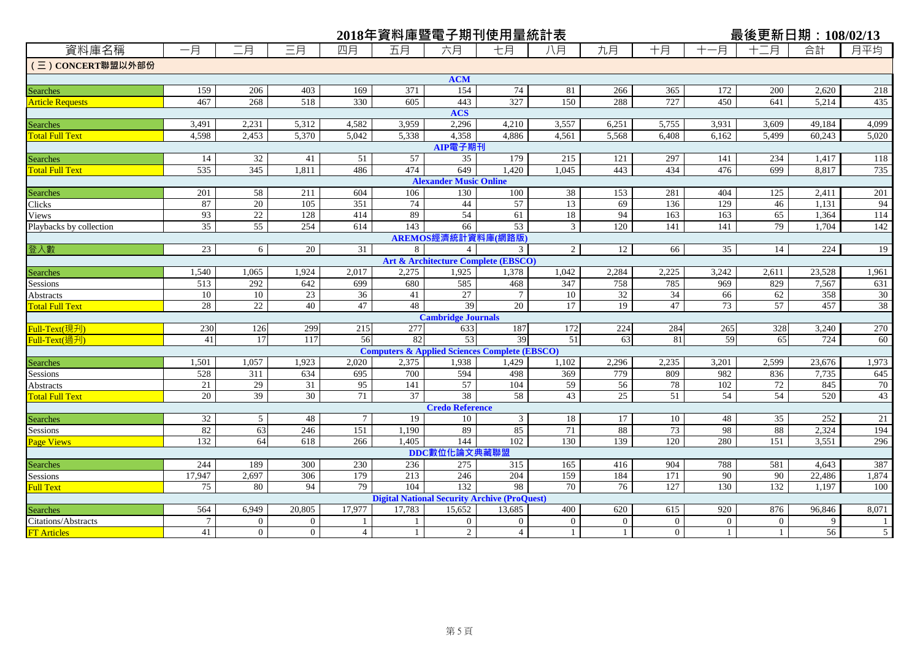# 2018年資料庫暨電子期刊使用量統計表

最後更新日期：108/02/13

| 資料庫名稱 | 一月 | 二月 | 三月 | 四月 | 五月 | 六月 | 七月 | 八月 | 九月 | 十月 | 十一月 | 十二月 | 合計 | 月平均 |
|---|---|---|---|---|---|---|---|---|---|---|---|---|---|---|
| **(三) CONCERT聯盟以外部份** | | | | | | | | | | | | | | |
| **ACM** | | | | | | | | | | | | | | |
| Searches | 159 | 206 | 403 | 169 | 371 | 154 | 74 | 81 | 266 | 365 | 172 | 200 | 2,620 | 218 |
| Article Requests | 467 | 268 | 518 | 330 | 605 | 443 | 327 | 150 | 288 | 727 | 450 | 641 | 5,214 | 435 |
| **ACS** | | | | | | | | | | | | | | |
| Searches | 3,491 | 2,231 | 5,312 | 4,582 | 3,959 | 2,296 | 4,210 | 3,557 | 6,251 | 5,755 | 3,931 | 3,609 | 49,184 | 4,099 |
| Total Full Text | 4,598 | 2,453 | 5,370 | 5,042 | 5,338 | 4,358 | 4,886 | 4,561 | 5,568 | 6,408 | 6,162 | 5,499 | 60,243 | 5,020 |
| **AIP電子期刊** | | | | | | | | | | | | | | |
| Searches | 14 | 32 | 41 | 51 | 57 | 35 | 179 | 215 | 121 | 297 | 141 | 234 | 1,417 | 118 |
| Total Full Text | 535 | 345 | 1,811 | 486 | 474 | 649 | 1,420 | 1,045 | 443 | 434 | 476 | 699 | 8,817 | 735 |
| **Alexander Music Online** | | | | | | | | | | | | | | |
| Searches | 201 | 58 | 211 | 604 | 106 | 130 | 100 | 38 | 153 | 281 | 404 | 125 | 2,411 | 201 |
| Clicks | 87 | 20 | 105 | 351 | 74 | 44 | 57 | 13 | 69 | 136 | 129 | 46 | 1,131 | 94 |
| Views | 93 | 22 | 128 | 414 | 89 | 54 | 61 | 18 | 94 | 163 | 163 | 65 | 1,364 | 114 |
| Playbacks by collection | 35 | 55 | 254 | 614 | 143 | 66 | 53 | 3 | 120 | 141 | 141 | 79 | 1,704 | 142 |
| **AREMOS經濟統計資料庫(網路版)** | | | | | | | | | | | | | | |
| 登入數 | 23 | 6 | 20 | 31 | 8 | 4 | 3 | 2 | 12 | 66 | 35 | 14 | 224 | 19 |
| **Art & Architecture Complete (EBSCO)** | | | | | | | | | | | | | | |
| Searches | 1,540 | 1,065 | 1,924 | 2,017 | 2,275 | 1,925 | 1,378 | 1,042 | 2,284 | 2,225 | 3,242 | 2,611 | 23,528 | 1,961 |
| Sessions | 513 | 292 | 642 | 699 | 680 | 585 | 468 | 347 | 758 | 785 | 969 | 829 | 7,567 | 631 |
| Abstracts | 10 | 10 | 23 | 36 | 41 | 27 | 7 | 10 | 32 | 34 | 66 | 62 | 358 | 30 |
| Total Full Text | 28 | 22 | 40 | 47 | 48 | 39 | 20 | 17 | 19 | 47 | 73 | 57 | 457 | 38 |
| **Cambridge Journals** | | | | | | | | | | | | | | |
| Full-Text(現刊) | 230 | 126 | 299 | 215 | 277 | 633 | 187 | 172 | 224 | 284 | 265 | 328 | 3,240 | 270 |
| Full-Text(過刊) | 41 | 17 | 117 | 56 | 82 | 53 | 39 | 51 | 63 | 81 | 59 | 65 | 724 | 60 |
| **Computers & Applied Sciences Complete (EBSCO)** | | | | | | | | | | | | | | |
| Searches | 1,501 | 1,057 | 1,923 | 2,020 | 2,375 | 1,938 | 1,429 | 1,102 | 2,296 | 2,235 | 3,201 | 2,599 | 23,676 | 1,973 |
| Sessions | 528 | 311 | 634 | 695 | 700 | 594 | 498 | 369 | 779 | 809 | 982 | 836 | 7,735 | 645 |
| Abstracts | 21 | 29 | 31 | 95 | 141 | 57 | 104 | 59 | 56 | 78 | 102 | 72 | 845 | 70 |
| Total Full Text | 20 | 39 | 30 | 71 | 37 | 38 | 58 | 43 | 25 | 51 | 54 | 54 | 520 | 43 |
| **Credo Reference** | | | | | | | | | | | | | | |
| Searches | 32 | 5 | 48 | 7 | 19 | 10 | 3 | 18 | 17 | 10 | 48 | 35 | 252 | 21 |
| Sessions | 82 | 63 | 246 | 151 | 1,190 | 89 | 85 | 71 | 88 | 73 | 98 | 88 | 2,324 | 194 |
| Page Views | 132 | 64 | 618 | 266 | 1,405 | 144 | 102 | 130 | 139 | 120 | 280 | 151 | 3,551 | 296 |
| **DDC數位化論文典藏聯盟** | | | | | | | | | | | | | | |
| Searches | 244 | 189 | 300 | 230 | 236 | 275 | 315 | 165 | 416 | 904 | 788 | 581 | 4,643 | 387 |
| Sessions | 17,947 | 2,697 | 306 | 179 | 213 | 246 | 204 | 159 | 184 | 171 | 90 | 90 | 22,486 | 1,874 |
| Full Text | 75 | 80 | 94 | 79 | 104 | 132 | 98 | 70 | 76 | 127 | 130 | 132 | 1,197 | 100 |
| **Digital National Security Archive (ProQuest)** | | | | | | | | | | | | | | |
| Searches | 564 | 6,949 | 20,805 | 17,977 | 17,783 | 15,652 | 13,685 | 400 | 620 | 615 | 920 | 876 | 96,846 | 8,071 |
| Citations/Abstracts | 7 | 0 | 0 | 1 | 1 | 0 | 0 | 0 | 0 | 0 | 0 | 0 | 9 | 1 |
| FT Articles | 41 | 0 | 0 | 4 | 1 | 2 | 4 | 1 | 1 | 0 | 1 | 1 | 56 | 5 |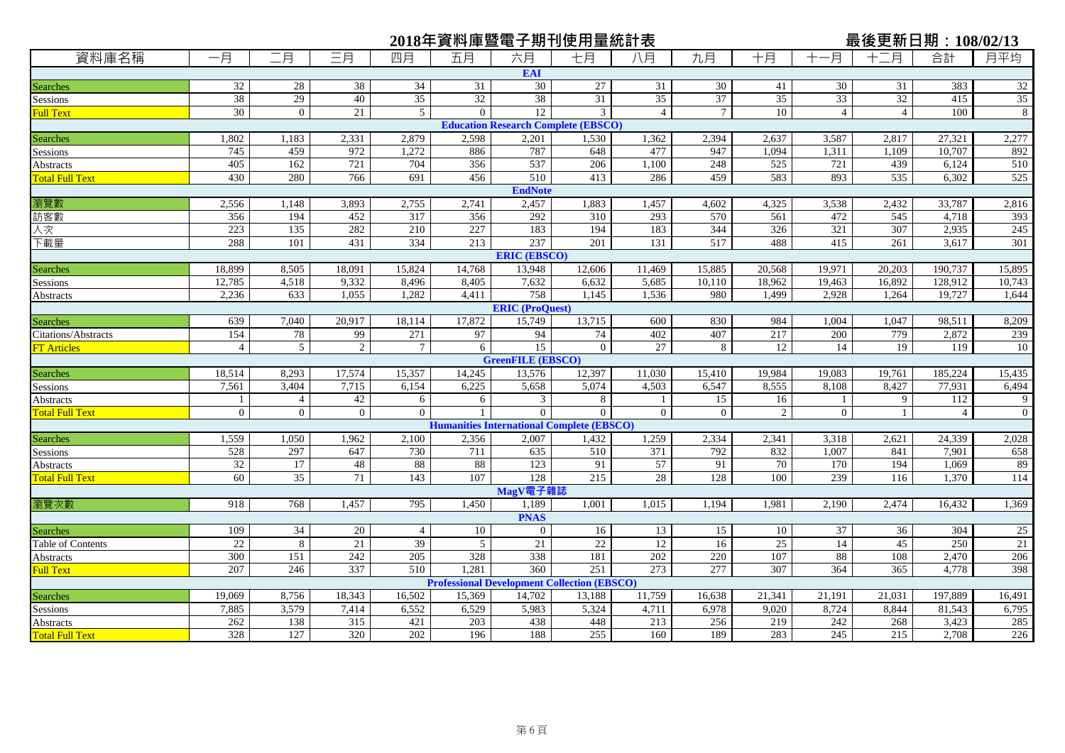# 2018年資料庫暨電子期刊使用量統計表

最後更新日期：108/02/13

| 資料庫名稱 | 一月 | 二月 | 三月 | 四月 | 五月 | 六月 | 七月 | 八月 | 九月 | 十月 | 十一月 | 十二月 | 合計 | 月平均 |
|---|---|---|---|---|---|---|---|---|---|---|---|---|---|---|
| **EAI** | | | | | | | | | | | | | | |
| Searches | 32 | 28 | 38 | 34 | 31 | 30 | 27 | 31 | 30 | 41 | 30 | 31 | 383 | 32 |
| Sessions | 38 | 29 | 40 | 35 | 32 | 38 | 31 | 35 | 37 | 35 | 33 | 32 | 415 | 35 |
| Full Text | 30 | 0 | 21 | 5 | 0 | 12 | 3 | 4 | 7 | 10 | 4 | 4 | 100 | 8 |
| **Education Research Complete (EBSCO)** | | | | | | | | | | | | | | |
| Searches | 1,802 | 1,183 | 2,331 | 2,879 | 2,598 | 2,201 | 1,530 | 1,362 | 2,394 | 2,637 | 3,587 | 2,817 | 27,321 | 2,277 |
| Sessions | 745 | 459 | 972 | 1,272 | 886 | 787 | 648 | 477 | 947 | 1,094 | 1,311 | 1,109 | 10,707 | 892 |
| Abstracts | 405 | 162 | 721 | 704 | 356 | 537 | 206 | 1,100 | 248 | 525 | 721 | 439 | 6,124 | 510 |
| Total Full Text | 430 | 280 | 766 | 691 | 456 | 510 | 413 | 286 | 459 | 583 | 893 | 535 | 6,302 | 525 |
| **EndNote** | | | | | | | | | | | | | | |
| 瀏覽數 | 2,556 | 1,148 | 3,893 | 2,755 | 2,741 | 2,457 | 1,883 | 1,457 | 4,602 | 4,325 | 3,538 | 2,432 | 33,787 | 2,816 |
| 訪客數 | 356 | 194 | 452 | 317 | 356 | 292 | 310 | 293 | 570 | 561 | 472 | 545 | 4,718 | 393 |
| 人次 | 223 | 135 | 282 | 210 | 227 | 183 | 194 | 183 | 344 | 326 | 321 | 307 | 2,935 | 245 |
| 下載量 | 288 | 101 | 431 | 334 | 213 | 237 | 201 | 131 | 517 | 488 | 415 | 261 | 3,617 | 301 |
| **ERIC (EBSCO)** | | | | | | | | | | | | | | |
| Searches | 18,899 | 8,505 | 18,091 | 15,824 | 14,768 | 13,948 | 12,606 | 11,469 | 15,885 | 20,568 | 19,971 | 20,203 | 190,737 | 15,895 |
| Sessions | 12,785 | 4,518 | 9,332 | 8,496 | 8,405 | 7,632 | 6,632 | 5,685 | 10,110 | 18,962 | 19,463 | 16,892 | 128,912 | 10,743 |
| Abstracts | 2,236 | 633 | 1,055 | 1,282 | 4,411 | 758 | 1,145 | 1,536 | 980 | 1,499 | 2,928 | 1,264 | 19,727 | 1,644 |
| **ERIC (ProQuest)** | | | | | | | | | | | | | | |
| Searches | 639 | 7,040 | 20,917 | 18,114 | 17,872 | 15,749 | 13,715 | 600 | 830 | 984 | 1,004 | 1,047 | 98,511 | 8,209 |
| Citations/Abstracts | 154 | 78 | 99 | 271 | 97 | 94 | 74 | 402 | 407 | 217 | 200 | 779 | 2,872 | 239 |
| FT Articles | 4 | 5 | 2 | 7 | 6 | 15 | 0 | 27 | 8 | 12 | 14 | 19 | 119 | 10 |
| **GreenFILE (EBSCO)** | | | | | | | | | | | | | | |
| Searches | 18,514 | 8,293 | 17,574 | 15,357 | 14,245 | 13,576 | 12,397 | 11,030 | 15,410 | 19,984 | 19,083 | 19,761 | 185,224 | 15,435 |
| Sessions | 7,561 | 3,404 | 7,715 | 6,154 | 6,225 | 5,658 | 5,074 | 4,503 | 6,547 | 8,555 | 8,108 | 8,427 | 77,931 | 6,494 |
| Abstracts | 1 | 4 | 42 | 6 | 6 | 3 | 8 | 1 | 15 | 16 | 1 | 9 | 112 | 9 |
| Total Full Text | 0 | 0 | 0 | 0 | 1 | 0 | 0 | 0 | 0 | 2 | 0 | 1 | 4 | 0 |
| **Humanities International Complete (EBSCO)** | | | | | | | | | | | | | | |
| Searches | 1,559 | 1,050 | 1,962 | 2,100 | 2,356 | 2,007 | 1,432 | 1,259 | 2,334 | 2,341 | 3,318 | 2,621 | 24,339 | 2,028 |
| Sessions | 528 | 297 | 647 | 730 | 711 | 635 | 510 | 371 | 792 | 832 | 1,007 | 841 | 7,901 | 658 |
| Abstracts | 32 | 17 | 48 | 88 | 88 | 123 | 91 | 57 | 91 | 70 | 170 | 194 | 1,069 | 89 |
| Total Full Text | 60 | 35 | 71 | 143 | 107 | 128 | 215 | 28 | 128 | 100 | 239 | 116 | 1,370 | 114 |
| **MagV電子雜誌** | | | | | | | | | | | | | | |
| 瀏覽次數 | 918 | 768 | 1,457 | 795 | 1,450 | 1,189 | 1,001 | 1,015 | 1,194 | 1,981 | 2,190 | 2,474 | 16,432 | 1,369 |
| **PNAS** | | | | | | | | | | | | | | |
| Searches | 109 | 34 | 20 | 4 | 10 | 0 | 16 | 13 | 15 | 10 | 37 | 36 | 304 | 25 |
| Table of Contents | 22 | 8 | 21 | 39 | 5 | 21 | 22 | 12 | 16 | 25 | 14 | 45 | 250 | 21 |
| Abstracts | 300 | 151 | 242 | 205 | 328 | 338 | 181 | 202 | 220 | 107 | 88 | 108 | 2,470 | 206 |
| Full Text | 207 | 246 | 337 | 510 | 1,281 | 360 | 251 | 273 | 277 | 307 | 364 | 365 | 4,778 | 398 |
| **Professional Development Collection (EBSCO)** | | | | | | | | | | | | | | |
| Searches | 19,069 | 8,756 | 18,343 | 16,502 | 15,369 | 14,702 | 13,188 | 11,759 | 16,638 | 21,341 | 21,191 | 21,031 | 197,889 | 16,491 |
| Sessions | 7,885 | 3,579 | 7,414 | 6,552 | 6,529 | 5,983 | 5,324 | 4,711 | 6,978 | 9,020 | 8,724 | 8,844 | 81,543 | 6,795 |
| Abstracts | 262 | 138 | 315 | 421 | 203 | 438 | 448 | 213 | 256 | 219 | 242 | 268 | 3,423 | 285 |
| Total Full Text | 328 | 127 | 320 | 202 | 196 | 188 | 255 | 160 | 189 | 283 | 245 | 215 | 2,708 | 226 |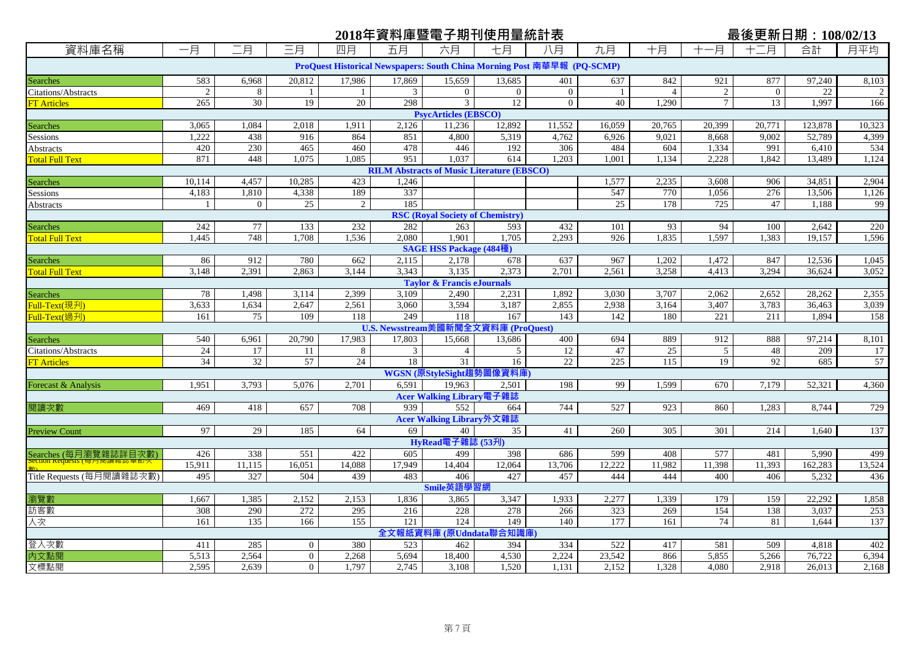# 2018年資料庫暨電子期刊使用量統計表

最後更新日期：108/02/13

| 資料庫名稱 | 一月 | 二月 | 三月 | 四月 | 五月 | 六月 | 七月 | 八月 | 九月 | 十月 | 十一月 | 十二月 | 合計 | 月平均 |
|---|---|---|---|---|---|---|---|---|---|---|---|---|---|---|
| **ProQuest Historical Newspapers: South China Morning Post 南華早報 (PQ-SCMP)** | | | | | | | | | | | | | | |
| Searches | 583 | 6,968 | 20,812 | 17,986 | 17,869 | 15,659 | 13,685 | 401 | 637 | 842 | 921 | 877 | 97,240 | 8,103 |
| Citations/Abstracts | 2 | 8 | 1 | 1 | 3 | 0 | 0 | 0 | 1 | 4 | 2 | 0 | 22 | 2 |
| FT Articles | 265 | 30 | 19 | 20 | 298 | 3 | 12 | 0 | 40 | 1,290 | 7 | 13 | 1,997 | 166 |
| **PsycArticles (EBSCO)** | | | | | | | | | | | | | | |
| Searches | 3,065 | 1,084 | 2,018 | 1,911 | 2,126 | 11,236 | 12,892 | 11,552 | 16,059 | 20,765 | 20,399 | 20,771 | 123,878 | 10,323 |
| Sessions | 1,222 | 438 | 916 | 864 | 851 | 4,800 | 5,319 | 4,762 | 6,926 | 9,021 | 8,668 | 9,002 | 52,789 | 4,399 |
| Abstracts | 420 | 230 | 465 | 460 | 478 | 446 | 192 | 306 | 484 | 604 | 1,334 | 991 | 6,410 | 534 |
| Total Full Text | 871 | 448 | 1,075 | 1,085 | 951 | 1,037 | 614 | 1,203 | 1,001 | 1,134 | 2,228 | 1,842 | 13,489 | 1,124 |
| **RILM Abstracts of Music Literature (EBSCO)** | | | | | | | | | | | | | | |
| Searches | 10,114 | 4,457 | 10,285 | 423 | 1,246 | | | | 1,577 | 2,235 | 3,608 | 906 | 34,851 | 2,904 |
| Sessions | 4,183 | 1,810 | 4,338 | 189 | 337 | | | | 547 | 770 | 1,056 | 276 | 13,506 | 1,126 |
| Abstracts | 1 | 0 | 25 | 2 | 185 | | | | 25 | 178 | 725 | 47 | 1,188 | 99 |
| **RSC (Royal Society of Chemistry)** | | | | | | | | | | | | | | |
| Searches | 242 | 77 | 133 | 232 | 282 | 263 | 593 | 432 | 101 | 93 | 94 | 100 | 2,642 | 220 |
| Total Full Text | 1,445 | 748 | 1,708 | 1,536 | 2,080 | 1,901 | 1,705 | 2,293 | 926 | 1,835 | 1,597 | 1,383 | 19,157 | 1,596 |
| **SAGE HSS Package (484種)** | | | | | | | | | | | | | | |
| Searches | 86 | 912 | 780 | 662 | 2,115 | 2,178 | 678 | 637 | 967 | 1,202 | 1,472 | 847 | 12,536 | 1,045 |
| Total Full Text | 3,148 | 2,391 | 2,863 | 3,144 | 3,343 | 3,135 | 2,373 | 2,701 | 2,561 | 3,258 | 4,413 | 3,294 | 36,624 | 3,052 |
| **Taylor & Francis eJournals** | | | | | | | | | | | | | | |
| Searches | 78 | 1,498 | 3,114 | 2,399 | 3,109 | 2,490 | 2,231 | 1,892 | 3,030 | 3,707 | 2,062 | 2,652 | 28,262 | 2,355 |
| Full-Text(現刊) | 3,633 | 1,634 | 2,647 | 2,561 | 3,060 | 3,594 | 3,187 | 2,855 | 2,938 | 3,164 | 3,407 | 3,783 | 36,463 | 3,039 |
| Full-Text(過刊) | 161 | 75 | 109 | 118 | 249 | 118 | 167 | 143 | 142 | 180 | 221 | 211 | 1,894 | 158 |
| **U.S. Newsstream美國新聞全文資料庫 (ProQuest)** | | | | | | | | | | | | | | |
| Searches | 540 | 6,961 | 20,790 | 17,983 | 17,803 | 15,668 | 13,686 | 400 | 694 | 889 | 912 | 888 | 97,214 | 8,101 |
| Citations/Abstracts | 24 | 17 | 11 | 8 | 3 | 4 | 5 | 12 | 47 | 25 | 5 | 48 | 209 | 17 |
| FT Articles | 34 | 32 | 57 | 24 | 18 | 31 | 16 | 22 | 225 | 115 | 19 | 92 | 685 | 57 |
| **WGSN (原StyleSight趨勢圖像資料庫)** | | | | | | | | | | | | | | |
| Forecast & Analysis | 1,951 | 3,793 | 5,076 | 2,701 | 6,591 | 19,963 | 2,501 | 198 | 99 | 1,599 | 670 | 7,179 | 52,321 | 4,360 |
| **Acer Walking Library電子雜誌** | | | | | | | | | | | | | | |
| 閱讀次數 | 469 | 418 | 657 | 708 | 939 | 552 | 664 | 744 | 527 | 923 | 860 | 1,283 | 8,744 | 729 |
| **Acer Walking Library外文雜誌** | | | | | | | | | | | | | | |
| Preview Count | 97 | 29 | 185 | 64 | 69 | 40 | 35 | 41 | 260 | 305 | 301 | 214 | 1,640 | 137 |
| **HyRead電子雜誌 (53刊)** | | | | | | | | | | | | | | |
| Searches (每月瀏覽雜誌詳目次數) | 426 | 338 | 551 | 422 | 605 | 499 | 398 | 686 | 599 | 408 | 577 | 481 | 5,990 | 499 |
| Section Requests (每月閱讀雜誌章節次數) | 15,911 | 11,115 | 16,051 | 14,088 | 17,949 | 14,404 | 12,064 | 13,706 | 12,222 | 11,982 | 11,398 | 11,393 | 162,283 | 13,524 |
| Title Requests (每月閱讀雜誌次數) | 495 | 327 | 504 | 439 | 483 | 406 | 427 | 457 | 444 | 444 | 400 | 406 | 5,232 | 436 |
| **Smile英語學習網** | | | | | | | | | | | | | | |
| 瀏覽數 | 1,667 | 1,385 | 2,152 | 2,153 | 1,836 | 3,865 | 3,347 | 1,933 | 2,277 | 1,339 | 179 | 159 | 22,292 | 1,858 |
| 訪客數 | 308 | 290 | 272 | 295 | 216 | 228 | 278 | 266 | 323 | 269 | 154 | 138 | 3,037 | 253 |
| 人次 | 161 | 135 | 166 | 155 | 121 | 124 | 149 | 140 | 177 | 161 | 74 | 81 | 1,644 | 137 |
| **全文報紙資料庫 (原Udndata聯合知識庫)** | | | | | | | | | | | | | | |
| 登入次數 | 411 | 285 | 0 | 380 | 523 | 462 | 394 | 334 | 522 | 417 | 581 | 509 | 4,818 | 402 |
| 內文點閱 | 5,513 | 2,564 | 0 | 2,268 | 5,694 | 18,400 | 4,530 | 2,224 | 23,542 | 866 | 5,855 | 5,266 | 76,722 | 6,394 |
| 文標點閱 | 2,595 | 2,639 | 0 | 1,797 | 2,745 | 3,108 | 1,520 | 1,131 | 2,152 | 1,328 | 4,080 | 2,918 | 26,013 | 2,168 |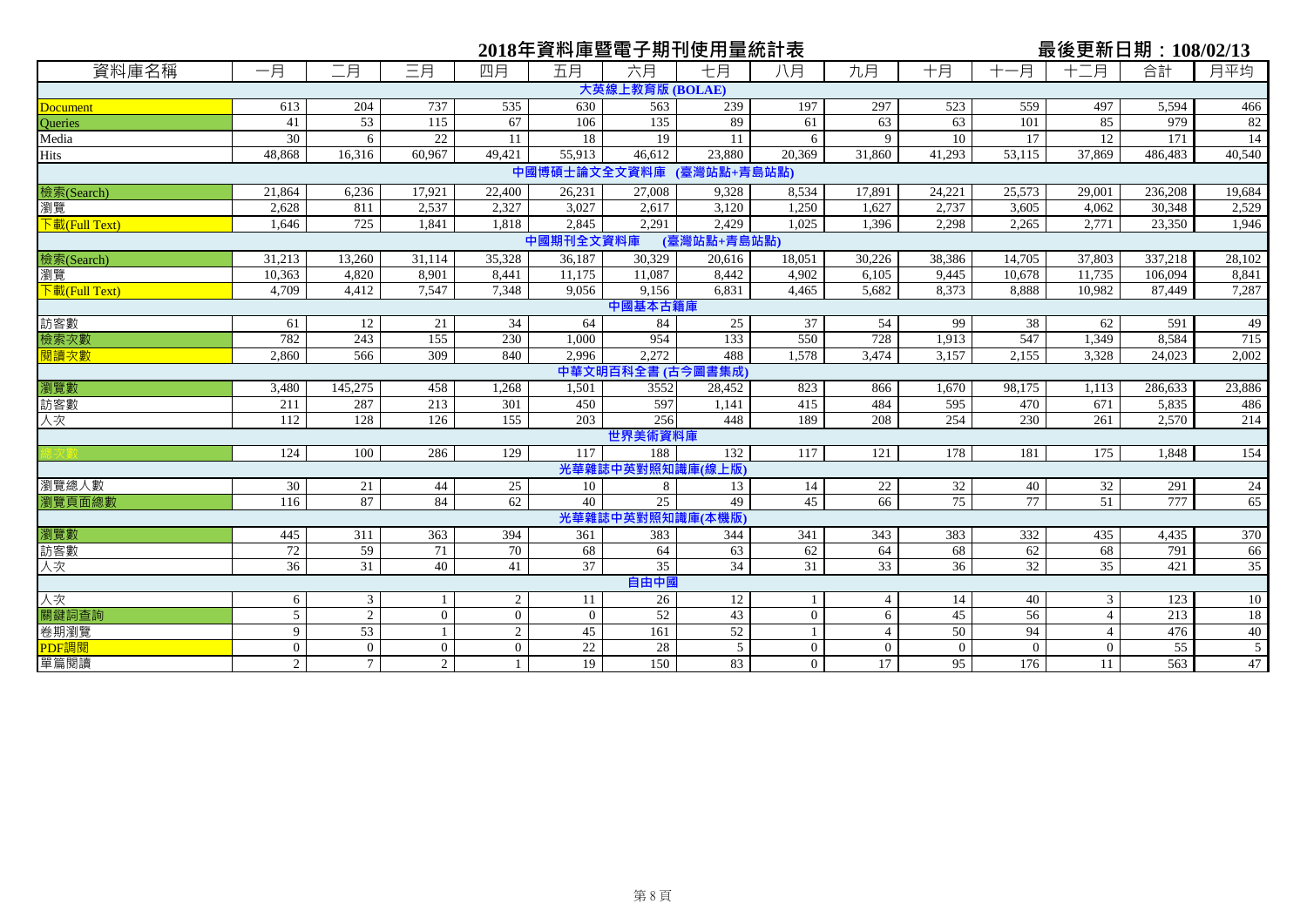# 2018年資料庫暨電子期刊使用量統計表

最後更新日期：108/02/13

| 資料庫名稱 | 一月 | 二月 | 三月 | 四月 | 五月 | 六月 | 七月 | 八月 | 九月 | 十月 | 十一月 | 十二月 | 合計 | 月平均 |
|---|---|---|---|---|---|---|---|---|---|---|---|---|---|---|
| **大英線上教育版 (BOLAE)** | | | | | | | | | | | | | | |
| Document | 613 | 204 | 737 | 535 | 630 | 563 | 239 | 197 | 297 | 523 | 559 | 497 | 5,594 | 466 |
| Queries | 41 | 53 | 115 | 67 | 106 | 135 | 89 | 61 | 63 | 63 | 101 | 85 | 979 | 82 |
| Media | 30 | 6 | 22 | 11 | 18 | 19 | 11 | 6 | 9 | 10 | 17 | 12 | 171 | 14 |
| Hits | 48,868 | 16,316 | 60,967 | 49,421 | 55,913 | 46,612 | 23,880 | 20,369 | 31,860 | 41,293 | 53,115 | 37,869 | 486,483 | 40,540 |
| **中國博碩士論文全文資料庫 (臺灣站點+青島站點)** | | | | | | | | | | | | | | |
| 檢索(Search) | 21,864 | 6,236 | 17,921 | 22,400 | 26,231 | 27,008 | 9,328 | 8,534 | 17,891 | 24,221 | 25,573 | 29,001 | 236,208 | 19,684 |
| 瀏覽 | 2,628 | 811 | 2,537 | 2,327 | 3,027 | 2,617 | 3,120 | 1,250 | 1,627 | 2,737 | 3,605 | 4,062 | 30,348 | 2,529 |
| 下載(Full Text) | 1,646 | 725 | 1,841 | 1,818 | 2,845 | 2,291 | 2,429 | 1,025 | 1,396 | 2,298 | 2,265 | 2,771 | 23,350 | 1,946 |
| **中國期刊全文資料庫 (臺灣站點+青島站點)** | | | | | | | | | | | | | | |
| 檢索(Search) | 31,213 | 13,260 | 31,114 | 35,328 | 36,187 | 30,329 | 20,616 | 18,051 | 30,226 | 38,386 | 14,705 | 37,803 | 337,218 | 28,102 |
| 瀏覽 | 10,363 | 4,820 | 8,901 | 8,441 | 11,175 | 11,087 | 8,442 | 4,902 | 6,105 | 9,445 | 10,678 | 11,735 | 106,094 | 8,841 |
| 下載(Full Text) | 4,709 | 4,412 | 7,547 | 7,348 | 9,056 | 9,156 | 6,831 | 4,465 | 5,682 | 8,373 | 8,888 | 10,982 | 87,449 | 7,287 |
| **中國基本古籍庫** | | | | | | | | | | | | | | |
| 訪客數 | 61 | 12 | 21 | 34 | 64 | 84 | 25 | 37 | 54 | 99 | 38 | 62 | 591 | 49 |
| 檢索次數 | 782 | 243 | 155 | 230 | 1,000 | 954 | 133 | 550 | 728 | 1,913 | 547 | 1,349 | 8,584 | 715 |
| 閱讀次數 | 2,860 | 566 | 309 | 840 | 2,996 | 2,272 | 488 | 1,578 | 3,474 | 3,157 | 2,155 | 3,328 | 24,023 | 2,002 |
| **中華文明百科全書 (古今圖書集成)** | | | | | | | | | | | | | | |
| 瀏覽數 | 3,480 | 145,275 | 458 | 1,268 | 1,501 | 3552 | 28,452 | 823 | 866 | 1,670 | 98,175 | 1,113 | 286,633 | 23,886 |
| 訪客數 | 211 | 287 | 213 | 301 | 450 | 597 | 1,141 | 415 | 484 | 595 | 470 | 671 | 5,835 | 486 |
| 人次 | 112 | 128 | 126 | 155 | 203 | 256 | 448 | 189 | 208 | 254 | 230 | 261 | 2,570 | 214 |
| **世界美術資料庫** | | | | | | | | | | | | | | |
| 總次數 | 124 | 100 | 286 | 129 | 117 | 188 | 132 | 117 | 121 | 178 | 181 | 175 | 1,848 | 154 |
| **光華雜誌中英對照知識庫(線上版)** | | | | | | | | | | | | | | |
| 瀏覽總人數 | 30 | 21 | 44 | 25 | 10 | 8 | 13 | 14 | 22 | 32 | 40 | 32 | 291 | 24 |
| 瀏覽頁面總數 | 116 | 87 | 84 | 62 | 40 | 25 | 49 | 45 | 66 | 75 | 77 | 51 | 777 | 65 |
| **光華雜誌中英對照知識庫(本機版)** | | | | | | | | | | | | | | |
| 瀏覽數 | 445 | 311 | 363 | 394 | 361 | 383 | 344 | 341 | 343 | 383 | 332 | 435 | 4,435 | 370 |
| 訪客數 | 72 | 59 | 71 | 70 | 68 | 64 | 63 | 62 | 64 | 68 | 62 | 68 | 791 | 66 |
| 人次 | 36 | 31 | 40 | 41 | 37 | 35 | 34 | 31 | 33 | 36 | 32 | 35 | 421 | 35 |
| **自由中國** | | | | | | | | | | | | | | |
| 人次 | 6 | 3 | 1 | 2 | 11 | 26 | 12 | 1 | 4 | 14 | 40 | 3 | 123 | 10 |
| 關鍵詞查詢 | 5 | 2 | 0 | 0 | 0 | 52 | 43 | 0 | 6 | 45 | 56 | 4 | 213 | 18 |
| 卷期瀏覽 | 9 | 53 | 1 | 2 | 45 | 161 | 52 | 1 | 4 | 50 | 94 | 4 | 476 | 40 |
| PDF調閱 | 0 | 0 | 0 | 0 | 22 | 28 | 5 | 0 | 0 | 0 | 0 | 0 | 55 | 5 |
| 單篇閱讀 | 2 | 7 | 2 | 1 | 19 | 150 | 83 | 0 | 17 | 95 | 176 | 11 | 563 | 47 |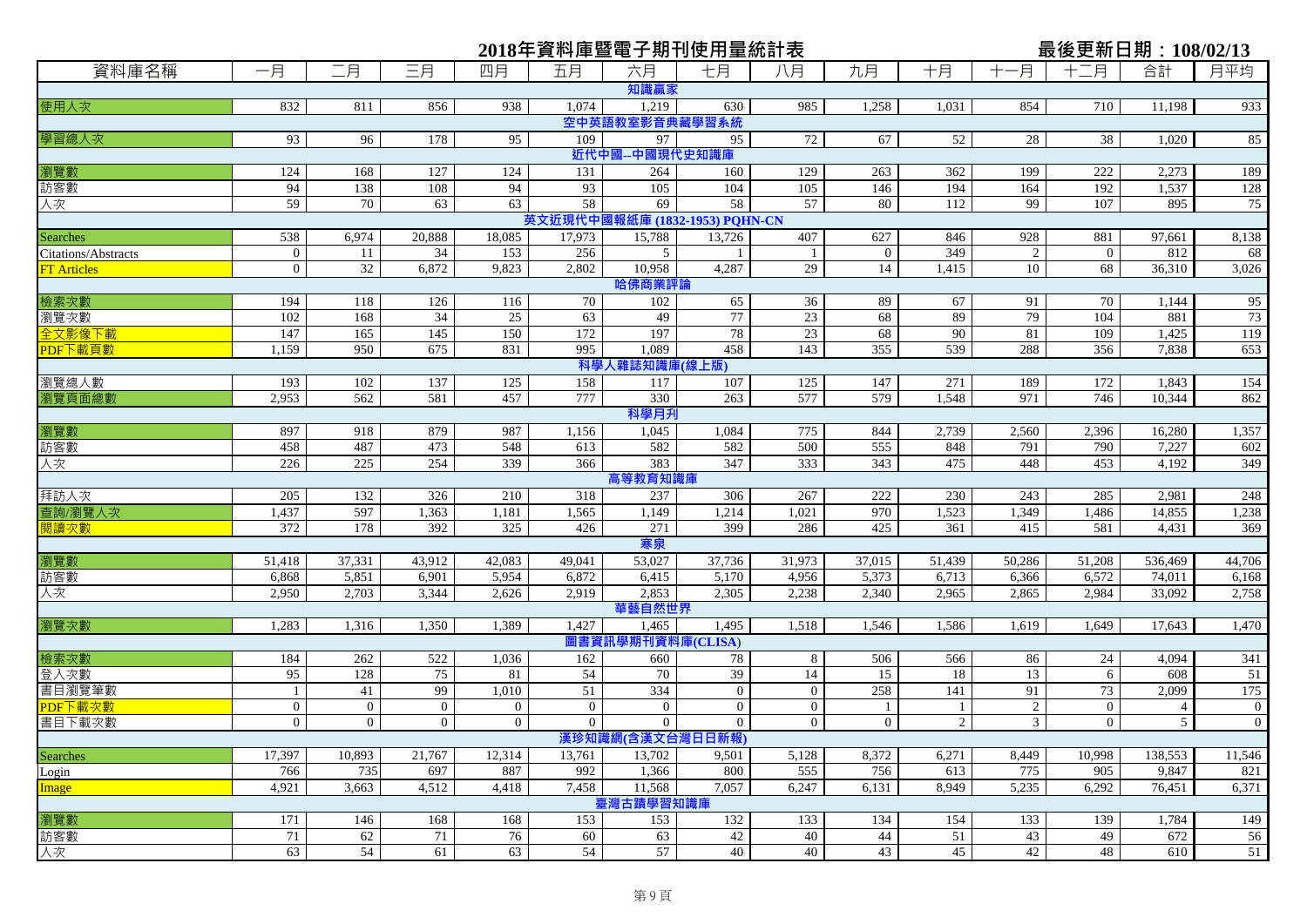# 2018年資料庫暨電子期刊使用量統計表

最後更新日期：108/02/13

| 資料庫名稱 | 一月 | 二月 | 三月 | 四月 | 五月 | 六月 | 七月 | 八月 | 九月 | 十月 | 十一月 | 十二月 | 合計 | 月平均 |
|---|---|---|---|---|---|---|---|---|---|---|---|---|---|---|
| **知識贏家** | | | | | | | | | | | | | | |
| 使用人次 | 832 | 811 | 856 | 938 | 1,074 | 1,219 | 630 | 985 | 1,258 | 1,031 | 854 | 710 | 11,198 | 933 |
| **空中英語教室影音典藏學習系統** | | | | | | | | | | | | | | |
| 學習總人次 | 93 | 96 | 178 | 95 | 109 | 97 | 95 | 72 | 67 | 52 | 28 | 38 | 1,020 | 85 |
| **近代中國--中國現代史知識庫** | | | | | | | | | | | | | | |
| 瀏覽數 | 124 | 168 | 127 | 124 | 131 | 264 | 160 | 129 | 263 | 362 | 199 | 222 | 2,273 | 189 |
| 訪客數 | 94 | 138 | 108 | 94 | 93 | 105 | 104 | 105 | 146 | 194 | 164 | 192 | 1,537 | 128 |
| 人次 | 59 | 70 | 63 | 63 | 58 | 69 | 58 | 57 | 80 | 112 | 99 | 107 | 895 | 75 |
| **英文近現代中國報紙庫 (1832-1953) PQHN-CN** | | | | | | | | | | | | | | |
| Searches | 538 | 6,974 | 20,888 | 18,085 | 17,973 | 15,788 | 13,726 | 407 | 627 | 846 | 928 | 881 | 97,661 | 8,138 |
| Citations/Abstracts | 0 | 11 | 34 | 153 | 256 | 5 | 1 | 1 | 0 | 349 | 2 | 0 | 812 | 68 |
| FT Articles | 0 | 32 | 6,872 | 9,823 | 2,802 | 10,958 | 4,287 | 29 | 14 | 1,415 | 10 | 68 | 36,310 | 3,026 |
| **哈佛商業評論** | | | | | | | | | | | | | | |
| 檢索次數 | 194 | 118 | 126 | 116 | 70 | 102 | 65 | 36 | 89 | 67 | 91 | 70 | 1,144 | 95 |
| 瀏覽次數 | 102 | 168 | 34 | 25 | 63 | 49 | 77 | 23 | 68 | 89 | 79 | 104 | 881 | 73 |
| 全文影像下載 | 147 | 165 | 145 | 150 | 172 | 197 | 78 | 23 | 68 | 90 | 81 | 109 | 1,425 | 119 |
| PDF下載頁數 | 1,159 | 950 | 675 | 831 | 995 | 1,089 | 458 | 143 | 355 | 539 | 288 | 356 | 7,838 | 653 |
| **科學人雜誌知識庫(線上版)** | | | | | | | | | | | | | | |
| 瀏覽總人數 | 193 | 102 | 137 | 125 | 158 | 117 | 107 | 125 | 147 | 271 | 189 | 172 | 1,843 | 154 |
| 瀏覽頁面總數 | 2,953 | 562 | 581 | 457 | 777 | 330 | 263 | 577 | 579 | 1,548 | 971 | 746 | 10,344 | 862 |
| **科學月刊** | | | | | | | | | | | | | | |
| 瀏覽數 | 897 | 918 | 879 | 987 | 1,156 | 1,045 | 1,084 | 775 | 844 | 2,739 | 2,560 | 2,396 | 16,280 | 1,357 |
| 訪客數 | 458 | 487 | 473 | 548 | 613 | 582 | 582 | 500 | 555 | 848 | 791 | 790 | 7,227 | 602 |
| 人次 | 226 | 225 | 254 | 339 | 366 | 383 | 347 | 333 | 343 | 475 | 448 | 453 | 4,192 | 349 |
| **高等教育知識庫** | | | | | | | | | | | | | | |
| 拜訪人次 | 205 | 132 | 326 | 210 | 318 | 237 | 306 | 267 | 222 | 230 | 243 | 285 | 2,981 | 248 |
| 查詢/瀏覽人次 | 1,437 | 597 | 1,363 | 1,181 | 1,565 | 1,149 | 1,214 | 1,021 | 970 | 1,523 | 1,349 | 1,486 | 14,855 | 1,238 |
| 閱讀次數 | 372 | 178 | 392 | 325 | 426 | 271 | 399 | 286 | 425 | 361 | 415 | 581 | 4,431 | 369 |
| **寒泉** | | | | | | | | | | | | | | |
| 瀏覽數 | 51,418 | 37,331 | 43,912 | 42,083 | 49,041 | 53,027 | 37,736 | 31,973 | 37,015 | 51,439 | 50,286 | 51,208 | 536,469 | 44,706 |
| 訪客數 | 6,868 | 5,851 | 6,901 | 5,954 | 6,872 | 6,415 | 5,170 | 4,956 | 5,373 | 6,713 | 6,366 | 6,572 | 74,011 | 6,168 |
| 人次 | 2,950 | 2,703 | 3,344 | 2,626 | 2,919 | 2,853 | 2,305 | 2,238 | 2,340 | 2,965 | 2,865 | 2,984 | 33,092 | 2,758 |
| **華藝自然世界** | | | | | | | | | | | | | | |
| 瀏覽次數 | 1,283 | 1,316 | 1,350 | 1,389 | 1,427 | 1,465 | 1,495 | 1,518 | 1,546 | 1,586 | 1,619 | 1,649 | 17,643 | 1,470 |
| **圖書資訊學期刊資料庫(CLISA)** | | | | | | | | | | | | | | |
| 檢索次數 | 184 | 262 | 522 | 1,036 | 162 | 660 | 78 | 8 | 506 | 566 | 86 | 24 | 4,094 | 341 |
| 登入次數 | 95 | 128 | 75 | 81 | 54 | 70 | 39 | 14 | 15 | 18 | 13 | 6 | 608 | 51 |
| 書目瀏覽筆數 | 1 | 41 | 99 | 1,010 | 51 | 334 | 0 | 0 | 258 | 141 | 91 | 73 | 2,099 | 175 |
| PDF下載次數 | 0 | 0 | 0 | 0 | 0 | 0 | 0 | 0 | 1 | 1 | 2 | 0 | 4 | 0 |
| 書目下載次數 | 0 | 0 | 0 | 0 | 0 | 0 | 0 | 0 | 0 | 2 | 3 | 0 | 5 | 0 |
| **漢珍知識網(含漢文台灣日日新報)** | | | | | | | | | | | | | | |
| Searches | 17,397 | 10,893 | 21,767 | 12,314 | 13,761 | 13,702 | 9,501 | 5,128 | 8,372 | 6,271 | 8,449 | 10,998 | 138,553 | 11,546 |
| Login | 766 | 735 | 697 | 887 | 992 | 1,366 | 800 | 555 | 756 | 613 | 775 | 905 | 9,847 | 821 |
| Image | 4,921 | 3,663 | 4,512 | 4,418 | 7,458 | 11,568 | 7,057 | 6,247 | 6,131 | 8,949 | 5,235 | 6,292 | 76,451 | 6,371 |
| **臺灣古蹟學習知識庫** | | | | | | | | | | | | | | |
| 瀏覽數 | 171 | 146 | 168 | 168 | 153 | 153 | 132 | 133 | 134 | 154 | 133 | 139 | 1,784 | 149 |
| 訪客數 | 71 | 62 | 71 | 76 | 60 | 63 | 42 | 40 | 44 | 51 | 43 | 49 | 672 | 56 |
| 人次 | 63 | 54 | 61 | 63 | 54 | 57 | 40 | 40 | 43 | 45 | 42 | 48 | 610 | 51 |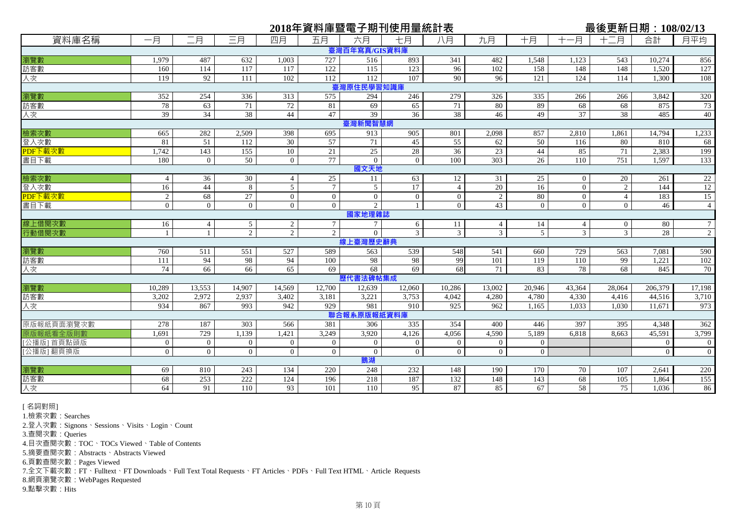# 2018年資料庫暨電子期刊使用量統計表

最後更新日期：108/02/13

| 資料庫名稱 | 一月 | 二月 | 三月 | 四月 | 五月 | 六月 | 七月 | 八月 | 九月 | 十月 | 十一月 | 十二月 | 合計 | 月平均 |
|---|---|---|---|---|---|---|---|---|---|---|---|---|---|---|
| **臺灣百年寫真/GIS資料庫** | | | | | | | | | | | | | | |
| 瀏覽數 | 1,979 | 487 | 632 | 1,003 | 727 | 516 | 893 | 341 | 482 | 1,548 | 1,123 | 543 | 10,274 | 856 |
| 訪客數 | 160 | 114 | 117 | 117 | 122 | 115 | 123 | 96 | 102 | 158 | 148 | 148 | 1,520 | 127 |
| 人次 | 119 | 92 | 111 | 102 | 112 | 112 | 107 | 90 | 96 | 121 | 124 | 114 | 1,300 | 108 |
| **臺灣原住民學習知識庫** | | | | | | | | | | | | | | |
| 瀏覽數 | 352 | 254 | 336 | 313 | 575 | 294 | 246 | 279 | 326 | 335 | 266 | 266 | 3,842 | 320 |
| 訪客數 | 78 | 63 | 71 | 72 | 81 | 69 | 65 | 71 | 80 | 89 | 68 | 68 | 875 | 73 |
| 人次 | 39 | 34 | 38 | 44 | 47 | 39 | 36 | 38 | 46 | 49 | 37 | 38 | 485 | 40 |
| **臺灣新聞智慧網** | | | | | | | | | | | | | | |
| 檢索次數 | 665 | 282 | 2,509 | 398 | 695 | 913 | 905 | 801 | 2,098 | 857 | 2,810 | 1,861 | 14,794 | 1,233 |
| 登入次數 | 81 | 51 | 112 | 30 | 57 | 71 | 45 | 55 | 62 | 50 | 116 | 80 | 810 | 68 |
| PDF下載次數 | 1,742 | 143 | 155 | 10 | 21 | 25 | 28 | 36 | 23 | 44 | 85 | 71 | 2,383 | 199 |
| 書目下載 | 180 | 0 | 50 | 0 | 77 | 0 | 0 | 100 | 303 | 26 | 110 | 751 | 1,597 | 133 |
| **國文天地** | | | | | | | | | | | | | | |
| 檢索次數 | 4 | 36 | 30 | 4 | 25 | 11 | 63 | 12 | 31 | 25 | 0 | 20 | 261 | 22 |
| 登入次數 | 16 | 44 | 8 | 5 | 7 | 5 | 17 | 4 | 20 | 16 | 0 | 2 | 144 | 12 |
| PDF下載次數 | 2 | 68 | 27 | 0 | 0 | 0 | 0 | 0 | 2 | 80 | 0 | 4 | 183 | 15 |
| 書目下載 | 0 | 0 | 0 | 0 | 0 | 2 | 1 | 0 | 43 | 0 | 0 | 0 | 46 | 4 |
| **國家地理雜誌** | | | | | | | | | | | | | | |
| 線上借閱次數 | 16 | 4 | 5 | 2 | 7 | 7 | 6 | 11 | 4 | 14 | 4 | 0 | 80 | 7 |
| 行動借閱次數 | 1 | 1 | 2 | 2 | 2 | 0 | 3 | 3 | 3 | 5 | 3 | 3 | 28 | 2 |
| **線上臺灣歷史辭典** | | | | | | | | | | | | | | |
| 瀏覽數 | 760 | 511 | 551 | 527 | 589 | 563 | 539 | 548 | 541 | 660 | 729 | 563 | 7,081 | 590 |
| 訪客數 | 111 | 94 | 98 | 94 | 100 | 98 | 98 | 99 | 101 | 119 | 110 | 99 | 1,221 | 102 |
| 人次 | 74 | 66 | 66 | 65 | 69 | 68 | 69 | 68 | 71 | 83 | 78 | 68 | 845 | 70 |
| **歷代書法碑帖集成** | | | | | | | | | | | | | | |
| 瀏覽數 | 10,289 | 13,553 | 14,907 | 14,569 | 12,700 | 12,639 | 12,060 | 10,286 | 13,002 | 20,946 | 43,364 | 28,064 | 206,379 | 17,198 |
| 訪客數 | 3,202 | 2,972 | 2,937 | 3,402 | 3,181 | 3,221 | 3,753 | 4,042 | 4,280 | 4,780 | 4,330 | 4,416 | 44,516 | 3,710 |
| 人次 | 934 | 867 | 993 | 942 | 929 | 981 | 910 | 925 | 962 | 1,165 | 1,033 | 1,030 | 11,671 | 973 |
| **聯合報系原版報紙資料庫** | | | | | | | | | | | | | | |
| 原版報紙頁面瀏覽次數 | 278 | 187 | 303 | 566 | 381 | 306 | 335 | 354 | 400 | 446 | 397 | 395 | 4,348 | 362 |
| 原版報紙看全版則數 | 1,691 | 729 | 1,139 | 1,421 | 3,249 | 3,920 | 4,126 | 4,056 | 4,590 | 5,189 | 6,818 | 8,663 | 45,591 | 3,799 |
| [公播版] 首頁點頭版 | 0 | 0 | 0 | 0 | 0 | 0 | 0 | 0 | 0 | 0 | | | 0 | 0 |
| [公播版] 翻頁換版 | 0 | 0 | 0 | 0 | 0 | 0 | 0 | 0 | 0 | 0 | | | 0 | 0 |
| **鵝湖** | | | | | | | | | | | | | | |
| 瀏覽數 | 69 | 810 | 243 | 134 | 220 | 248 | 232 | 148 | 190 | 170 | 70 | 107 | 2,641 | 220 |
| 訪客數 | 68 | 253 | 222 | 124 | 196 | 218 | 187 | 132 | 148 | 143 | 68 | 105 | 1,864 | 155 |
| 人次 | 64 | 91 | 110 | 93 | 101 | 110 | 95 | 87 | 85 | 67 | 58 | 75 | 1,036 | 86 |

[ 名詞對照]

1.檢索次數：Searches

2.登入次數：Signons、Sessions、Visits、Login、Count

3.查閱次數：Queries

4.目次查閱次數：TOC、TOCs Viewed、Table of Contents

5.摘要查閱次數：Abstracts、Abstracts Viewed

6.頁數查閱次數：Pages Viewed

7.全文下載次數：FT、Fulltext、FT Downloads、Full Text Total Requests、FT Articles、PDFs、Full Text HTML、Article Requests

8.網頁瀏覽次數：WebPages Requested

9.點擊次數：Hits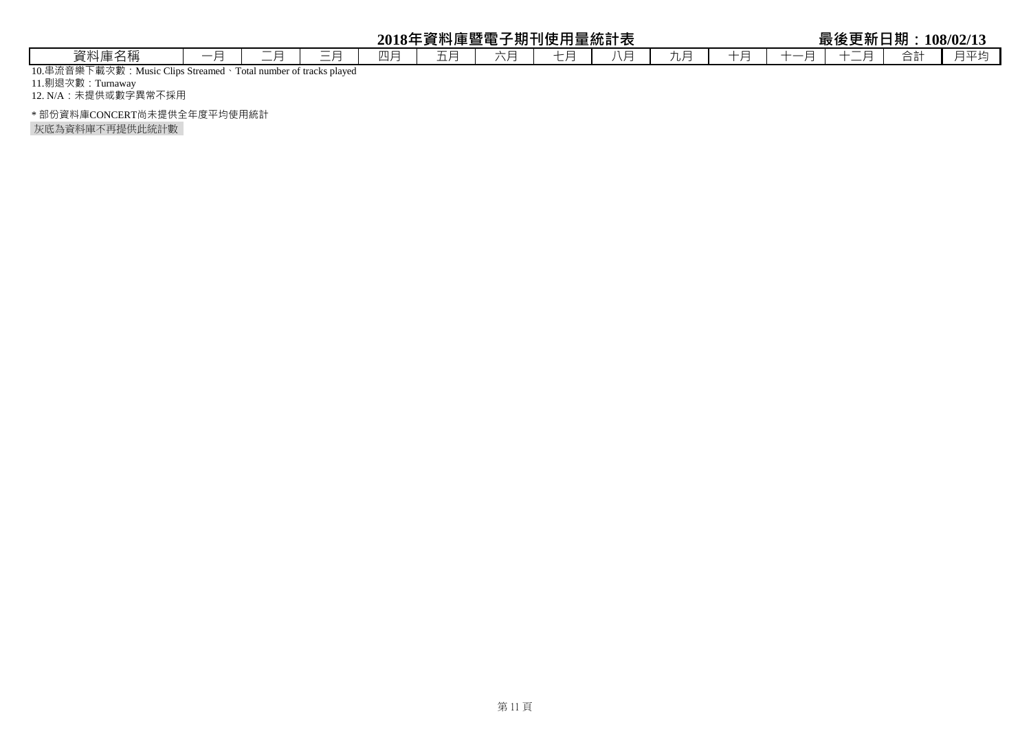## 2018年資料庫暨電子期刊使用量統計表

**最後更新日期：108/02/13**

| 資料庫名稱 | 一月 | 二月 | 三月 | 四月 | 五月 | 六月 | 七月 | 八月 | 九月 | 十月 | 十一月 | 十二月 | 合計 | 月平均 |
|---|---|---|---|---|---|---|---|---|---|---|---|---|---|---|

10.串流音樂下載次數：Music Clips Streamed、Total number of tracks played
11.剔退次數：Turnaway
12. N/A：未提供或數字異常不採用

* 部份資料庫CONCERT尚未提供全年度平均使用統計

灰底為資料庫不再提供此統計數